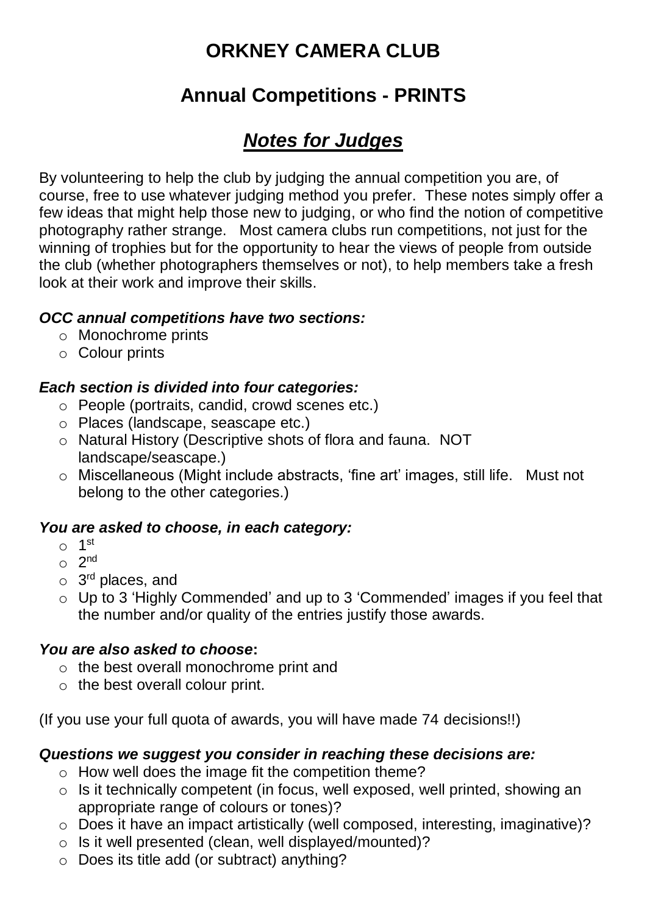# ORKNEY CAMERA CLUB

## Annual Competitions - PRINTS

## ***Notes for Judges***

By volunteering to help the club by judging the annual competition you are, of course, free to use whatever judging method you prefer. These notes simply offer a few ideas that might help those new to judging, or who find the notion of competitive photography rather strange. Most camera clubs run competitions, not just for the winning of trophies but for the opportunity to hear the views of people from outside the club (whether photographers themselves or not), to help members take a fresh look at their work and improve their skills.

***OCC annual competitions have two sections:***

- Monochrome prints
- Colour prints

***Each section is divided into four categories:***

- People (portraits, candid, crowd scenes etc.)
- Places (landscape, seascape etc.)
- Natural History (Descriptive shots of flora and fauna. NOT landscape/seascape.)
- Miscellaneous (Might include abstracts, 'fine art' images, still life. Must not belong to the other categories.)

***You are asked to choose, in each category:***

- 1st
- 2nd
- 3rd places, and
- Up to 3 'Highly Commended' and up to 3 'Commended' images if you feel that the number and/or quality of the entries justify those awards.

***You are also asked to choose*:**

- the best overall monochrome print and
- the best overall colour print.

(If you use your full quota of awards, you will have made 74 decisions!!)

***Questions we suggest you consider in reaching these decisions are:***

- How well does the image fit the competition theme?
- Is it technically competent (in focus, well exposed, well printed, showing an appropriate range of colours or tones)?
- Does it have an impact artistically (well composed, interesting, imaginative)?
- Is it well presented (clean, well displayed/mounted)?
- Does its title add (or subtract) anything?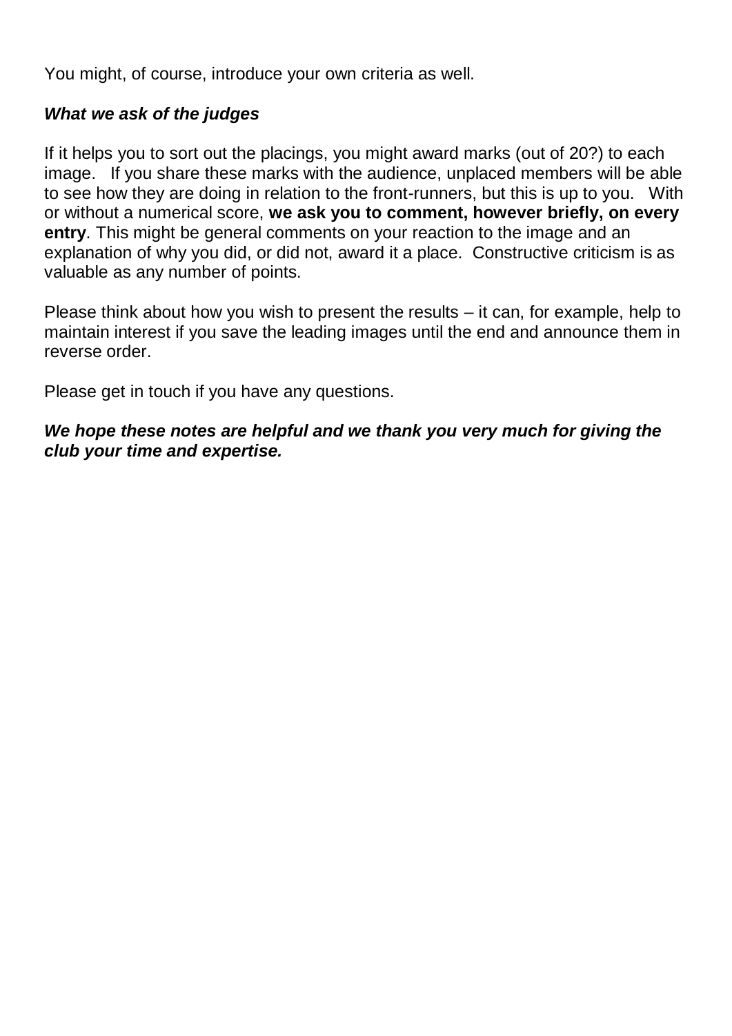You might, of course, introduce your own criteria as well.

***What we ask of the judges***

If it helps you to sort out the placings, you might award marks (out of 20?) to each image. If you share these marks with the audience, unplaced members will be able to see how they are doing in relation to the front-runners, but this is up to you. With or without a numerical score, **we ask you to comment, however briefly, on every entry**. This might be general comments on your reaction to the image and an explanation of why you did, or did not, award it a place. Constructive criticism is as valuable as any number of points.

Please think about how you wish to present the results – it can, for example, help to maintain interest if you save the leading images until the end and announce them in reverse order.

Please get in touch if you have any questions.

***We hope these notes are helpful and we thank you very much for giving the club your time and expertise.***